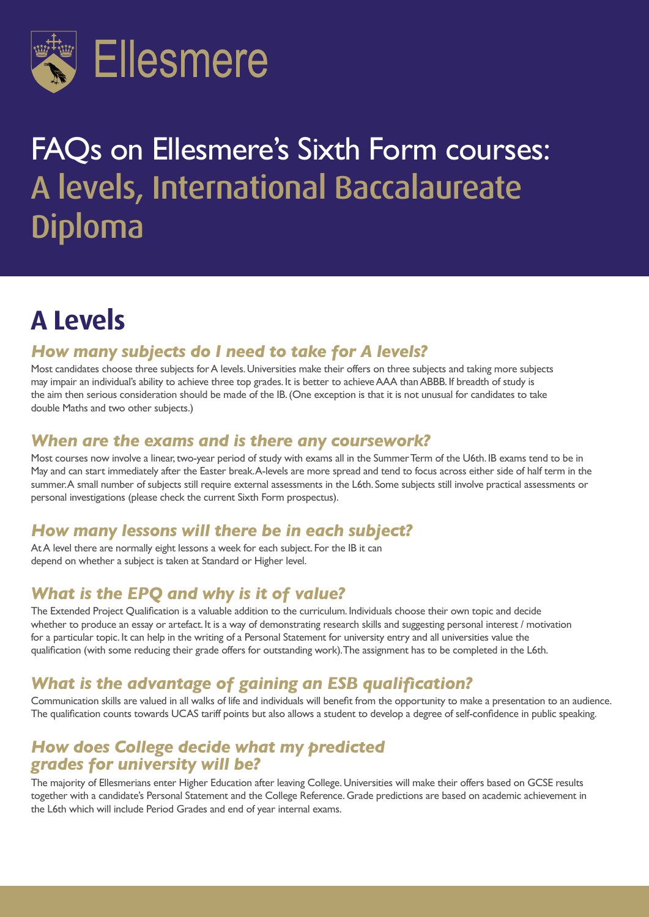Ellesmere

# FAQs on Ellesmere's Sixth Form courses: A levels, International Baccalaureate Diploma

## A Levels

### *How many subjects do I need to take for A levels?*

Most candidates choose three subjects for A levels. Universities make their offers on three subjects and taking more subjects may impair an individual's ability to achieve three top grades. It is better to achieve AAA than ABBB. If breadth of study is the aim then serious consideration should be made of the IB. (One exception is that it is not unusual for candidates to take double Maths and two other subjects.)

### *When are the exams and is there any coursework?*

Most courses now involve a linear, two-year period of study with exams all in the Summer Term of the U6th. IB exams tend to be in May and can start immediately after the Easter break. A-levels are more spread and tend to focus across either side of half term in the summer. A small number of subjects still require external assessments in the L6th. Some subjects still involve practical assessments or personal investigations (please check the current Sixth Form prospectus).

### *How many lessons will there be in each subject?*

At A level there are normally eight lessons a week for each subject. For the IB it can depend on whether a subject is taken at Standard or Higher level.

### *What is the EPQ and why is it of value?*

The Extended Project Qualification is a valuable addition to the curriculum. Individuals choose their own topic and decide whether to produce an essay or artefact. It is a way of demonstrating research skills and suggesting personal interest / motivation for a particular topic. It can help in the writing of a Personal Statement for university entry and all universities value the qualification (with some reducing their grade offers for outstanding work). The assignment has to be completed in the L6th.

### *What is the advantage of gaining an ESB qualification?*

Communication skills are valued in all walks of life and individuals will benefit from the opportunity to make a presentation to an audience. The qualification counts towards UCAS tariff points but also allows a student to develop a degree of self-confidence in public speaking.

### *How does College decide what my predicted grades for university will be?*

The majority of Ellesmerians enter Higher Education after leaving College. Universities will make their offers based on GCSE results together with a candidate's Personal Statement and the College Reference. Grade predictions are based on academic achievement in the L6th which will include Period Grades and end of year internal exams.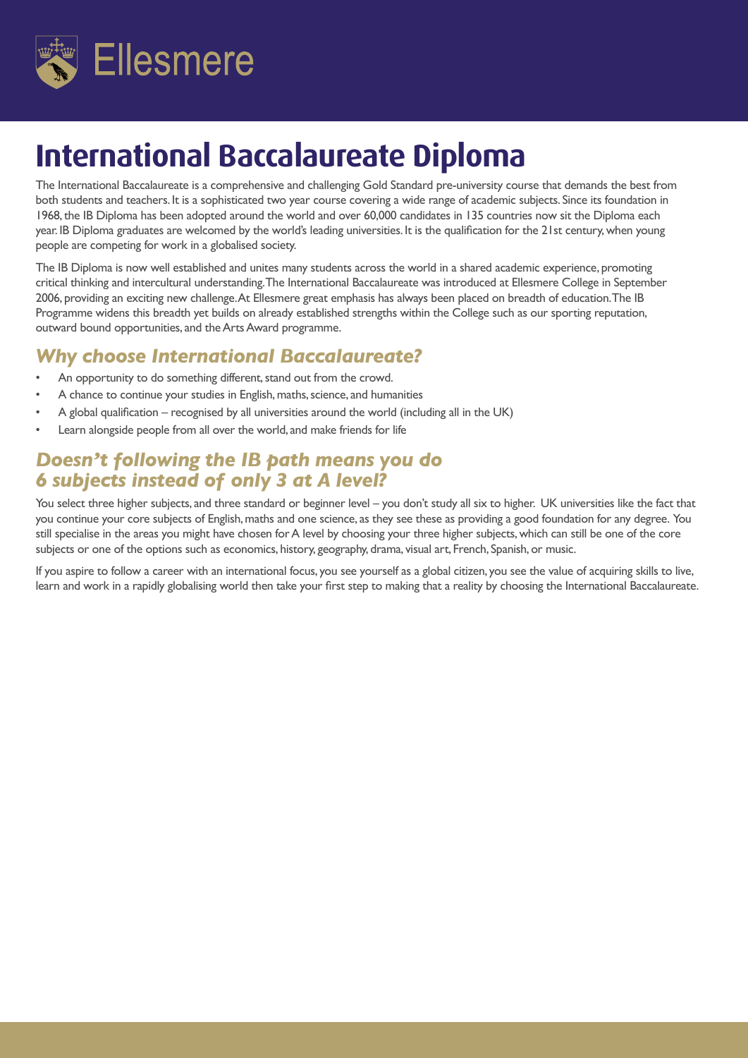# International Baccalaureate Diploma

The International Baccalaureate is a comprehensive and challenging Gold Standard pre-university course that demands the best from both students and teachers. It is a sophisticated two year course covering a wide range of academic subjects. Since its foundation in 1968, the IB Diploma has been adopted around the world and over 60,000 candidates in 135 countries now sit the Diploma each year. IB Diploma graduates are welcomed by the world's leading universities. It is the qualification for the 21st century, when young people are competing for work in a globalised society.

The IB Diploma is now well established and unites many students across the world in a shared academic experience, promoting critical thinking and intercultural understanding. The International Baccalaureate was introduced at Ellesmere College in September 2006, providing an exciting new challenge. At Ellesmere great emphasis has always been placed on breadth of education. The IB Programme widens this breadth yet builds on already established strengths within the College such as our sporting reputation, outward bound opportunities, and the Arts Award programme.

## *Why choose International Baccalaureate?*

- An opportunity to do something different, stand out from the crowd.
- A chance to continue your studies in English, maths, science, and humanities
- A global qualification – recognised by all universities around the world (including all in the UK)
- Learn alongside people from all over the world, and make friends for life

## *Doesn't following the IB path means you do 6 subjects instead of only 3 at A level?*

You select three higher subjects, and three standard or beginner level – you don't study all six to higher. UK universities like the fact that you continue your core subjects of English, maths and one science, as they see these as providing a good foundation for any degree. You still specialise in the areas you might have chosen for A level by choosing your three higher subjects, which can still be one of the core subjects or one of the options such as economics, history, geography, drama, visual art, French, Spanish, or music.

If you aspire to follow a career with an international focus, you see yourself as a global citizen, you see the value of acquiring skills to live, learn and work in a rapidly globalising world then take your first step to making that a reality by choosing the International Baccalaureate.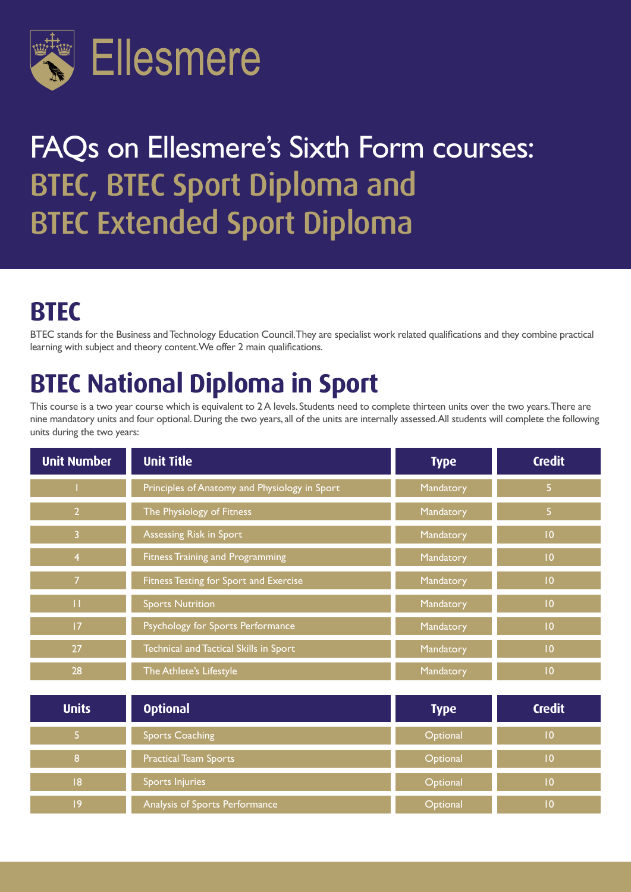Ellesmere

# FAQs on Ellesmere's Sixth Form courses: BTEC, BTEC Sport Diploma and BTEC Extended Sport Diploma

## BTEC

BTEC stands for the Business and Technology Education Council. They are specialist work related qualifications and they combine practical learning with subject and theory content. We offer 2 main qualifications.

## BTEC National Diploma in Sport

This course is a two year course which is equivalent to 2 A levels. Students need to complete thirteen units over the two years. There are nine mandatory units and four optional. During the two years, all of the units are internally assessed. All students will complete the following units during the two years:

| Unit Number | Unit Title | Type | Credit |
|---|---|---|---|
| 1 | Principles of Anatomy and Physiology in Sport | Mandatory | 5 |
| 2 | The Physiology of Fitness | Mandatory | 5 |
| 3 | Assessing Risk in Sport | Mandatory | 10 |
| 4 | Fitness Training and Programming | Mandatory | 10 |
| 7 | Fitness Testing for Sport and Exercise | Mandatory | 10 |
| 11 | Sports Nutrition | Mandatory | 10 |
| 17 | Psychology for Sports Performance | Mandatory | 10 |
| 27 | Technical and Tactical Skills in Sport | Mandatory | 10 |
| 28 | The Athlete's Lifestyle | Mandatory | 10 |

| Units | Optional | Type | Credit |
|---|---|---|---|
| 5 | Sports Coaching | Optional | 10 |
| 8 | Practical Team Sports | Optional | 10 |
| 18 | Sports Injuries | Optional | 10 |
| 19 | Analysis of Sports Performance | Optional | 10 |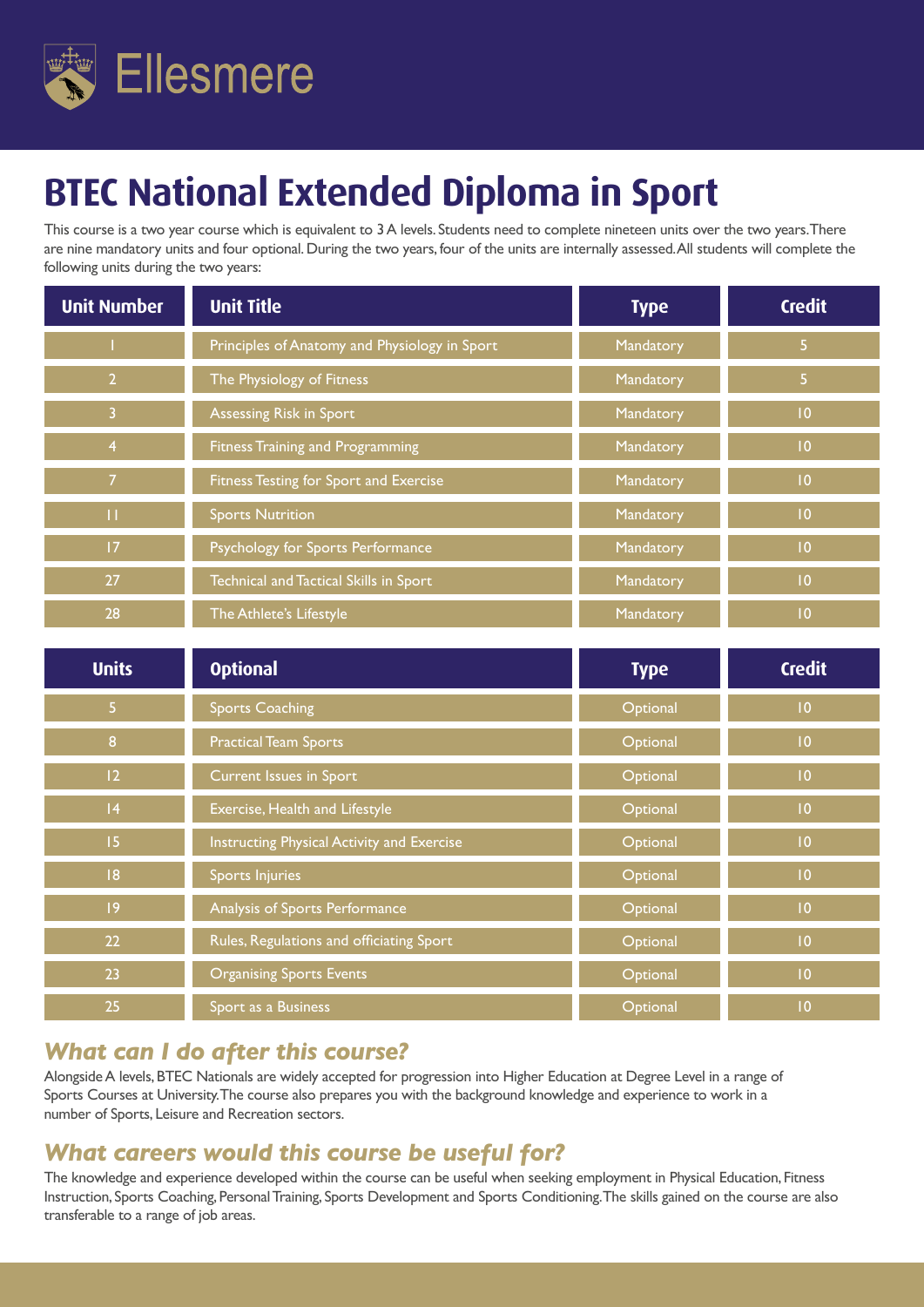Ellesmere

# BTEC National Extended Diploma in Sport

This course is a two year course which is equivalent to 3 A levels. Students need to complete nineteen units over the two years. There are nine mandatory units and four optional. During the two years, four of the units are internally assessed. All students will complete the following units during the two years:

| Unit Number | Unit Title | Type | Credit |
|---|---|---|---|
| 1 | Principles of Anatomy and Physiology in Sport | Mandatory | 5 |
| 2 | The Physiology of Fitness | Mandatory | 5 |
| 3 | Assessing Risk in Sport | Mandatory | 10 |
| 4 | Fitness Training and Programming | Mandatory | 10 |
| 7 | Fitness Testing for Sport and Exercise | Mandatory | 10 |
| 11 | Sports Nutrition | Mandatory | 10 |
| 17 | Psychology for Sports Performance | Mandatory | 10 |
| 27 | Technical and Tactical Skills in Sport | Mandatory | 10 |
| 28 | The Athlete's Lifestyle | Mandatory | 10 |

| Units | Optional | Type | Credit |
|---|---|---|---|
| 5 | Sports Coaching | Optional | 10 |
| 8 | Practical Team Sports | Optional | 10 |
| 12 | Current Issues in Sport | Optional | 10 |
| 14 | Exercise, Health and Lifestyle | Optional | 10 |
| 15 | Instructing Physical Activity and Exercise | Optional | 10 |
| 18 | Sports Injuries | Optional | 10 |
| 19 | Analysis of Sports Performance | Optional | 10 |
| 22 | Rules, Regulations and officiating Sport | Optional | 10 |
| 23 | Organising Sports Events | Optional | 10 |
| 25 | Sport as a Business | Optional | 10 |

## *What can I do after this course?*

Alongside A levels, BTEC Nationals are widely accepted for progression into Higher Education at Degree Level in a range of Sports Courses at University. The course also prepares you with the background knowledge and experience to work in a number of Sports, Leisure and Recreation sectors.

## *What careers would this course be useful for?*

The knowledge and experience developed within the course can be useful when seeking employment in Physical Education, Fitness Instruction, Sports Coaching, Personal Training, Sports Development and Sports Conditioning. The skills gained on the course are also transferable to a range of job areas.